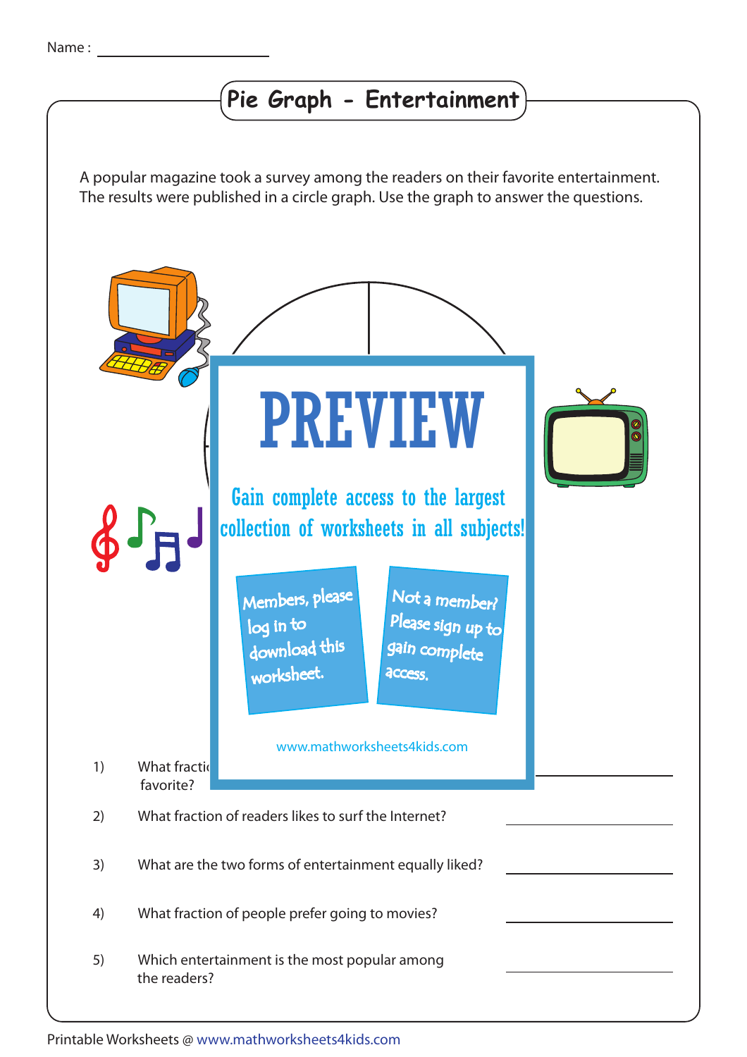Name : ____________________

# Pie Graph - Entertainment

A popular magazine took a survey among the readers on their favorite entertainment. The results were published in a circle graph. Use the graph to answer the questions.

PREVIEW

Gain complete access to the largest collection of worksheets in all subjects!

Members, please log in to download this worksheet.

Not a member? Please sign up to gain complete access.

www.mathworksheets4kids.com

1) What fracti favorite? ____________________

2) What fraction of readers likes to surf the Internet? ____________________

3) What are the two forms of entertainment equally liked? ____________________

4) What fraction of people prefer going to movies? ____________________

5) Which entertainment is the most popular among the readers? ____________________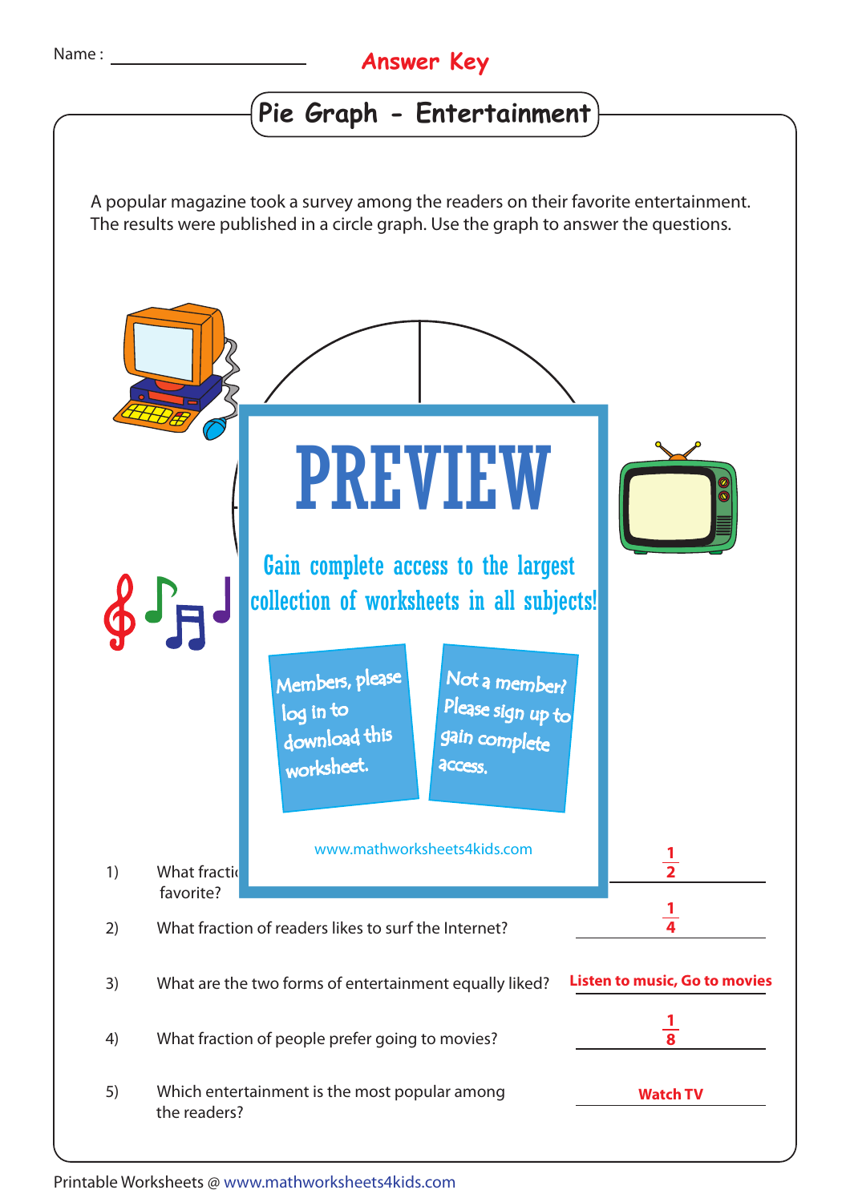Name :

**Answer Key**

# Pie Graph - Entertainment

A popular magazine took a survey among the readers on their favorite entertainment. The results were published in a circle graph. Use the graph to answer the questions.

PREVIEW

Gain complete access to the largest collection of worksheets in all subjects!

Members, please log in to download this worksheet.

Not a member? Please sign up to gain complete access.

www.mathworksheets4kids.com

1) What fracti... favorite? $\frac{1}{2}$

2) What fraction of readers likes to surf the Internet? $\frac{1}{4}$

3) What are the two forms of entertainment equally liked? **Listen to music, Go to movies**

4) What fraction of people prefer going to movies? $\frac{1}{8}$

5) Which entertainment is the most popular among the readers? **Watch TV**